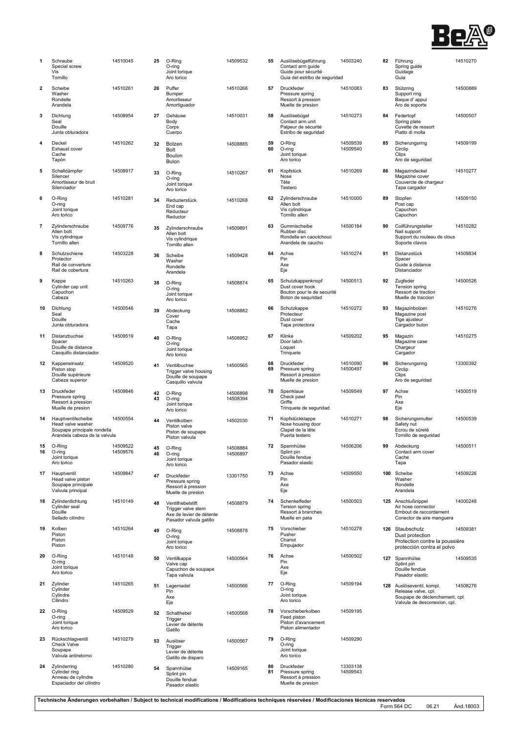| No. | Description | Part No. |
|---|---|---|
| 1 | Schraube<br>Special screw<br>Vis<br>Tornillo | 14510045 |
| 2 | Scheibe<br>Washer<br>Rondelle<br>Arandela | 14510261 |
| 3 | Dichtung<br>Seal<br>Douille<br>Junta obturadora | 14508954 |
| 4 | Deckel<br>Exhaust cover<br>Cache<br>Tapón | 14510262 |
| 5 | Schalldämpfer<br>Silencer<br>Amortisseur de bruit<br>Silenciador | 14508917 |
| 6 | O-Ring<br>O-ring<br>Joint torique<br>Aro torico | 14510281 |
| 7 | Zylinderschraube<br>Allen bolt<br>Vis cylindrique<br>Tornillo allen | 14509776 |
| 8 | Schutzschiene<br>Protector<br>Rail de converture<br>Rail de cobertura | 14503228 |
| 9 | Kappe<br>Cylinder cap unit<br>Capuchon<br>Cabeza | 14510263 |
| 10 | Dichtung<br>Seal<br>Douille<br>Junta obturadora | 14500546 |
| 11 | Distanzbuchse<br>Spacer<br>Douille de distance<br>Casquillo distanciador | 14509519 |
| 12 | Kappeneinsatz<br>Piston stop<br>Douille supérieure<br>Cabeza superior | 14509520 |
| 13 | Druckfeder<br>Pressure spring<br>Ressort à pression<br>Muelle de presion | 14509846 |
| 14 | Hauptventilscheibe<br>Head valve washer<br>Soupape principale rondella<br>Arandela cabeza de la valvula | 14500554 |
| 15<br>16 | O-Ring<br>O-ring<br>Joint torique<br>Aro torico | 14509522<br>14509576 |
| 17 | Hauptventil<br>Head valve piston<br>Soupape principale<br>Valvula principal | 14509847 |
| 18 | Zylinderdichtung<br>Cylinder seal<br>Douille<br>Sellado cilindro | 14510149 |
| 19 | Kolben<br>Piston<br>Piston<br>Piston | 14510264 |
| 20 | O-Ring<br>O-ring<br>Joint torique<br>Aro torico | 14510148 |
| 21 | Zylinder<br>Cylinder<br>Cylindre<br>Cilindro | 14510265 |
| 22 | O-Ring<br>O-ring<br>Joint torique<br>Aro torico | 14509529 |
| 23 | Rückschlagventil<br>Check Valve<br>Soupape<br>Valvula antiretorno | 14510279 |
| 24 | Zylinderring<br>Cylinder ring<br>Anneau de cylindre<br>Espaciador del cilindro | 14510280 |
| 25 | O-Ring<br>O-ring<br>Joint torique<br>Aro torico | 14509532 |
| 26 | Puffer<br>Bumper<br>Amortisseur<br>Amortiguador | 14510266 |
| 27 | Gehäuse<br>Body<br>Corps<br>Cuerpo | 14510031 |
| 32 | Bolzen<br>Bolt<br>Boulon<br>Bulon | 14508885 |
| 33 | O-Ring<br>O-ring<br>Joint torique<br>Aro torico | 14510267 |
| 34 | Reduzierstück<br>End cap<br>Réducteur<br>Reductor | 14510268 |
| 35 | Zylinderschraube<br>Allen bolt<br>Vis cylindrique<br>Tornillo allen | 14509891 |
| 36 | Scheibe<br>Washer<br>Rondelle<br>Arandela | 14509428 |
| 38 | O-Ring<br>O-ring<br>Joint torique<br>Aro torico | 14508874 |
| 39 | Abdeckung<br>Cover<br>Cache<br>Tapa | 14508882 |
| 40 | O-Ring<br>O-ring<br>Joint torique<br>Aro torico | 14508952 |
| 41 | Ventilbuchse<br>Trigger valve housing<br>Douille de soupape<br>Casquillo valvula | 14500565 |
| 42<br>43 | O-Ring<br>O-ring<br>Joint torique<br>Aro torico | 14506898<br>14508394 |
| 44 | Ventilkolben<br>Piston valve<br>Piston de soupape<br>Piston valvula | 14502030 |
| 45<br>46 | O-Ring<br>O-ring<br>Joint torique<br>Aro torico | 14508884<br>14506897 |
| 47 | Druckfeder<br>Pressure spring<br>Ressort à pression<br>Muelle de presion | 13301750 |
| 48 | Ventilhebelstift<br>Trigger valve stem<br>Axe de levier de détente<br>Pasador valvula gatillo | 14508879 |
| 49 | O-Ring<br>O-ring<br>Joint torique<br>Aro torico | 14508878 |
| 50 | Ventilkappe<br>Valve cap<br>Capuchon de soupape<br>Tapa valvula | 14500564 |
| 51 | Lagernadel<br>Pin<br>Axe<br>Eje | 14500566 |
| 52 | Schalthebel<br>Trigger<br>Levier de détente<br>Gatillo | 14500568 |
| 53 | Auslöser<br>Trigger<br>Levier de détente<br>Gatillo de disparo | 14500567 |
| 54 | Spannhülse<br>Splint pin<br>Douille fendue<br>Pasador elastic | 14509165 |
| 55 | Auslösebügelführung<br>Contact arm guide<br>Guide pour sécurité<br>Guia del estribo de seguridad | 14503240 |
| 57 | Druckfeder<br>Pressure spring<br>Ressort à pression<br>Muelle de presion | 14510083 |
| 58 | Auslösebügel<br>Contact arm unit<br>Palpeur de sécurité<br>Estribo de seguridad | 14510273 |
| 59<br>60 | O-Ring<br>O-ring<br>Joint torique<br>Aro torico | 14509539<br>14509540 |
| 61 | Kopfstück<br>Nose<br>Tête<br>Testero | 14510269 |
| 62 | Zylinderschraube<br>Allen bolt<br>Vis cylindrique<br>Tornillo allen | 14510000 |
| 63 | Gummischeibe<br>Rubber disc<br>Rondelle en caoutchouc<br>Arandela de caucho | 14500184 |
| 64 | Achse<br>Pin<br>Axe<br>Eje | 14510274 |
| 65 | Schutzkappenknopf<br>Dust cover hook<br>Bouton pour le de securité<br>Boton de seguridad | 14500513 |
| 66 | Schutzkappe<br>Protecteur<br>Dust cover<br>Tapa protectora | 14510272 |
| 67 | Klinke<br>Door latch<br>Loquet<br>Trinquete | 14509202 |
| 68<br>69 | Druckfeder<br>Pressure spring<br>Ressort à pression<br>Muelle de presion | 14510090<br>14500497 |
| 70 | Sperrklaue<br>Check pawl<br>Griffe<br>Trinquete de seguridad | 14509549 |
| 71 | Kopfstückklappe<br>Nose housing door<br>Clapet de la tête<br>Puerta testero | 14510271 |
| 72 | Spannhülse<br>Splint pin<br>Douille fendue<br>Pasador elastic | 14506206 |
| 73 | Achse<br>Pin<br>Axe<br>Eje | 14509550 |
| 74 | Schenkelfeder<br>Tension spring<br>Ressort à branches<br>Muelle en pata | 14500503 |
| 75 | Vorschieber<br>Pusher<br>Chariot<br>Empujador | 14510278 |
| 76 | Achse<br>Pin<br>Axe<br>Eje | 14500502 |
| 77 | O-Ring<br>O-ring<br>Joint torique<br>Aro torico | 14509194 |
| 78 | Vorschieberkolben<br>Feed piston<br>Piston d'avancement<br>Piston alimentador | 14509195 |
| 79 | O-Ring<br>O-ring<br>Joint torique<br>Aro torico | 14509290 |
| 80<br>81 | Druckfeder<br>Pressure spring<br>Ressort à pression<br>Muelle de presion | 13303138<br>14509543 |
| 82 | Führung<br>Spring guide<br>Guidage<br>Guia | 14510270 |
| 83 | Stützring<br>Support ring<br>Baque d' appui<br>Aro de soporte | 14500889 |
| 84 | Federtopf<br>Spring plate<br>Cuvette de ressort<br>Piatto di molla | 14500507 |
| 85 | Sicherungsring<br>Circlip<br>Clips<br>Aro de seguridad | 14509199 |
| 86 | Magazindeckel<br>Magazine cover<br>Couvercle de chargeur<br>Tapa cargador | 14510277 |
| 89 | Stopfen<br>Post cap<br>Capuchon<br>Capuchon | 14509150 |
| 90 | Coilführungsteller<br>Nail support<br>Support du rouleau de clous<br>Soporte clavos | 14510282 |
| 91 | Distanzstück<br>Spacer<br>Guide à distance<br>Distanciador | 14509834 |
| 92 | Zugfeder<br>Tension spring<br>Ressort de traction<br>Muelle de traccion | 14500526 |
| 93 | Magazinbolzen<br>Magazine post<br>Tige ajusteur<br>Cargador bulon | 14510276 |
| 95 | Magazin<br>Magazine case<br>Chargeur<br>Cargador | 14510275 |
| 96 | Sicherungsring<br>Circlip<br>Clips<br>Aro de seguridad | 13300392 |
| 97 | Achse<br>Pin<br>Axe<br>Eje | 14500519 |
| 98 | Sicherungsmutter<br>Safety nut<br>Ecrou de sûreté<br>Tornillo de seguridad | 14500539 |
| 99 | Abdeckung<br>Contact arm cover<br>Cache<br>Tapa | 14500511 |
| 100 | Scheibe<br>Washer<br>Rondelle<br>Arandela | 14509226 |
| 125 | Anschlußnippel<br>Air hose connector<br>Embout de raccordement<br>Conector de aire manguera | 14000248 |
| 126 | Staubschutz<br>Dust protection<br>Protection contre la poussière<br>protección contra el polvo | 14509381 |
| 127 | Spannhülse<br>Splint pin<br>Douille fendue<br>Pasador elastic | 14509535 |
| 128 | Auslöseventil, kompl.<br>Release valve, cpl.<br>Soupape de déclenchement, cpl.<br>Valvula de desconexion, cpl. | 14508276 |

**Technische Änderungen vorbehalten / Subject to technical modifications / Modifications techniques réservées / Modificaciones técnicas reservados**

Form 564 DC 06.21 Änd.18003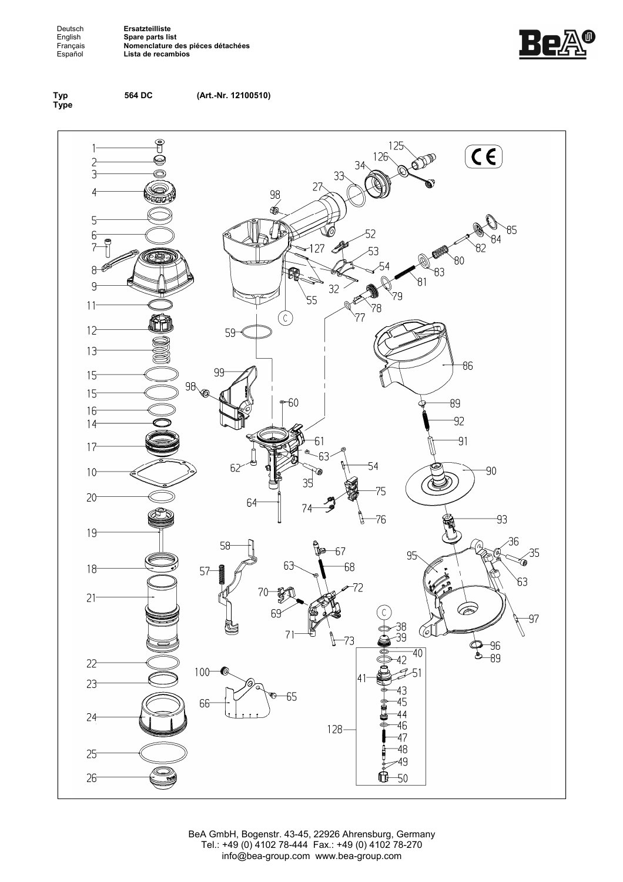| | |
|---|---|
| Deutsch | **Ersatzteilliste** |
| English | **Spare parts list** |
| Français | **Nomenclature des piéces détachées** |
| Español | **Lista de recambios** |

**Typ** **564 DC** **(Art.-Nr. 12100510)**
**Type**

1
2
3
4
5
6
7
8
9
11
12
13
15
15
16
14
17
10
20
19
18
21
22
23
24
25
26
27
32
33
34
35
36
38
39
40
41
42
43
44
45
46
47
48
49
50
51
52
53
54
55
57
58
59
60
61
62
63
64
65
66
67
68
69
70
71
72
73
74
75
76
77
78
79
80
81
82
83
84
85
86
89
90
91
92
93
95
96
97
98
99
100
125
126
127
128
C
CE

BeA GmbH, Bogenstr. 43-45, 22926 Ahrensburg, Germany
Tel.: +49 (0) 4102 78-444 Fax.: +49 (0) 4102 78-270
info@bea-group.com www.bea-group.com